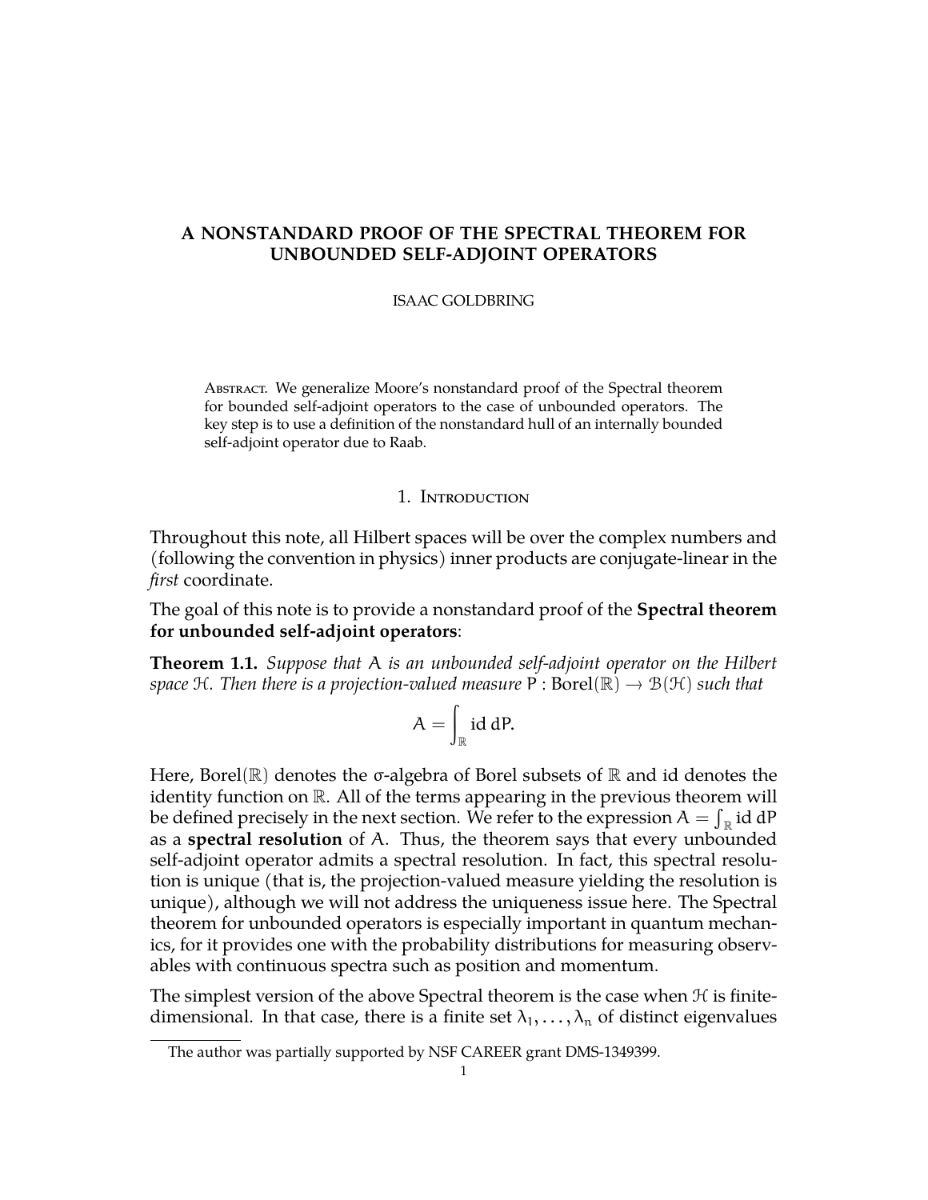# A NONSTANDARD PROOF OF THE SPECTRAL THEOREM FOR UNBOUNDED SELF-ADJOINT OPERATORS

ISAAC GOLDBRING

Abstract. We generalize Moore's nonstandard proof of the Spectral theorem for bounded self-adjoint operators to the case of unbounded operators. The key step is to use a definition of the nonstandard hull of an internally bounded self-adjoint operator due to Raab.

## 1. Introduction

Throughout this note, all Hilbert spaces will be over the complex numbers and (following the convention in physics) inner products are conjugate-linear in the *first* coordinate.

The goal of this note is to provide a nonstandard proof of the **Spectral theorem for unbounded self-adjoint operators**:

**Theorem 1.1.** *Suppose that $A$ is an unbounded self-adjoint operator on the Hilbert space $\mathcal{H}$. Then there is a projection-valued measure $P : \mathrm{Borel}(\mathbb{R}) \to \mathcal{B}(\mathcal{H})$ such that*

$$A = \int_{\mathbb{R}} \mathrm{id}\, dP.$$

Here, $\mathrm{Borel}(\mathbb{R})$ denotes the σ-algebra of Borel subsets of $\mathbb{R}$ and id denotes the identity function on $\mathbb{R}$. All of the terms appearing in the previous theorem will be defined precisely in the next section. We refer to the expression $A = \int_{\mathbb{R}} \mathrm{id}\, dP$ as a **spectral resolution** of $A$. Thus, the theorem says that every unbounded self-adjoint operator admits a spectral resolution. In fact, this spectral resolution is unique (that is, the projection-valued measure yielding the resolution is unique), although we will not address the uniqueness issue here. The Spectral theorem for unbounded operators is especially important in quantum mechanics, for it provides one with the probability distributions for measuring observables with continuous spectra such as position and momentum.

The simplest version of the above Spectral theorem is the case when $\mathcal{H}$ is finite-dimensional. In that case, there is a finite set $\lambda_1, \ldots, \lambda_n$ of distinct eigenvalues

The author was partially supported by NSF CAREER grant DMS-1349399.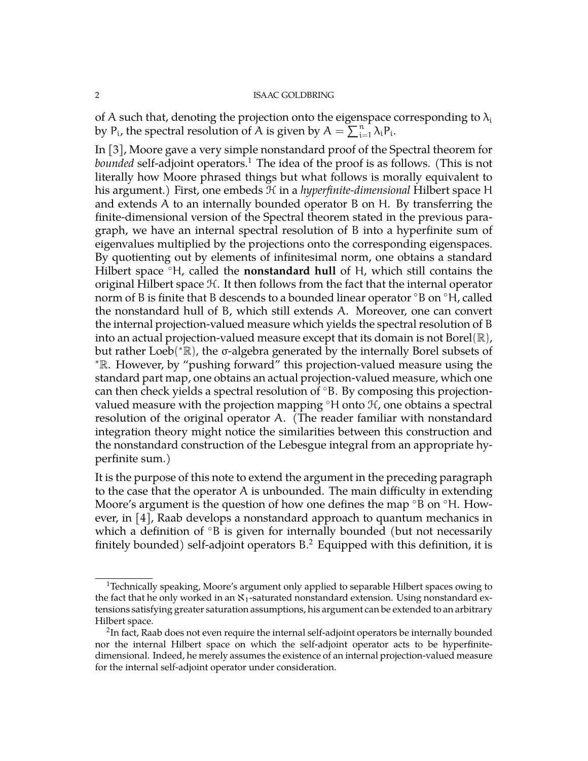of $A$ such that, denoting the projection onto the eigenspace corresponding to $\lambda_i$ by $P_i$, the spectral resolution of $A$ is given by $A = \sum_{i=1}^{n} \lambda_i P_i$.

In [3], Moore gave a very simple nonstandard proof of the Spectral theorem for *bounded* self-adjoint operators.[1] The idea of the proof is as follows. (This is not literally how Moore phrased things but what follows is morally equivalent to his argument.) First, one embeds $\mathcal{H}$ in a *hyperfinite-dimensional* Hilbert space $H$ and extends $A$ to an internally bounded operator $B$ on $H$. By transferring the finite-dimensional version of the Spectral theorem stated in the previous paragraph, we have an internal spectral resolution of $B$ into a hyperfinite sum of eigenvalues multiplied by the projections onto the corresponding eigenspaces. By quotienting out by elements of infinitesimal norm, one obtains a standard Hilbert space $^\circ H$, called the **nonstandard hull** of $H$, which still contains the original Hilbert space $\mathcal{H}$. It then follows from the fact that the internal operator norm of $B$ is finite that $B$ descends to a bounded linear operator $^\circ B$ on $^\circ H$, called the nonstandard hull of $B$, which still extends $A$. Moreover, one can convert the internal projection-valued measure which yields the spectral resolution of $B$ into an actual projection-valued measure except that its domain is not $\mathrm{Borel}(\mathbb{R})$, but rather $\mathrm{Loeb}(^*\mathbb{R})$, the σ-algebra generated by the internally Borel subsets of $^*\mathbb{R}$. However, by "pushing forward" this projection-valued measure using the standard part map, one obtains an actual projection-valued measure, which one can then check yields a spectral resolution of $^\circ B$. By composing this projection-valued measure with the projection mapping $^\circ H$ onto $\mathcal{H}$, one obtains a spectral resolution of the original operator $A$. (The reader familiar with nonstandard integration theory might notice the similarities between this construction and the nonstandard construction of the Lebesgue integral from an appropriate hyperfinite sum.)

It is the purpose of this note to extend the argument in the preceding paragraph to the case that the operator $A$ is unbounded. The main difficulty in extending Moore's argument is the question of how one defines the map $^\circ B$ on $^\circ H$. However, in [4], Raab develops a nonstandard approach to quantum mechanics in which a definition of $^\circ B$ is given for internally bounded (but not necessarily finitely bounded) self-adjoint operators $B$.[2] Equipped with this definition, it is

[1] Technically speaking, Moore's argument only applied to separable Hilbert spaces owing to the fact that he only worked in an $\aleph_1$-saturated nonstandard extension. Using nonstandard extensions satisfying greater saturation assumptions, his argument can be extended to an arbitrary Hilbert space.

[2] In fact, Raab does not even require the internal self-adjoint operators be internally bounded nor the internal Hilbert space on which the self-adjoint operator acts to be hyperfinite-dimensional. Indeed, he merely assumes the existence of an internal projection-valued measure for the internal self-adjoint operator under consideration.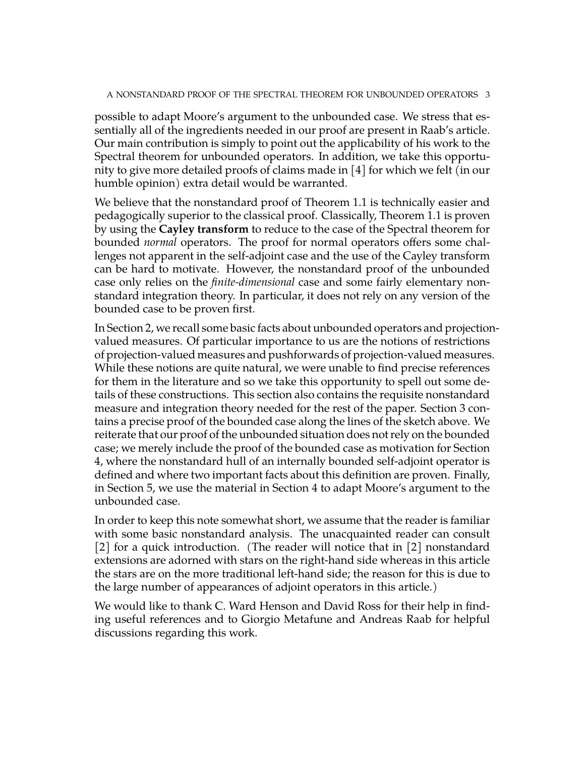possible to adapt Moore's argument to the unbounded case. We stress that essentially all of the ingredients needed in our proof are present in Raab's article. Our main contribution is simply to point out the applicability of his work to the Spectral theorem for unbounded operators. In addition, we take this opportunity to give more detailed proofs of claims made in [4] for which we felt (in our humble opinion) extra detail would be warranted.

We believe that the nonstandard proof of Theorem 1.1 is technically easier and pedagogically superior to the classical proof. Classically, Theorem 1.1 is proven by using the **Cayley transform** to reduce to the case of the Spectral theorem for bounded *normal* operators. The proof for normal operators offers some challenges not apparent in the self-adjoint case and the use of the Cayley transform can be hard to motivate. However, the nonstandard proof of the unbounded case only relies on the *finite-dimensional* case and some fairly elementary nonstandard integration theory. In particular, it does not rely on any version of the bounded case to be proven first.

In Section 2, we recall some basic facts about unbounded operators and projection-valued measures. Of particular importance to us are the notions of restrictions of projection-valued measures and pushforwards of projection-valued measures. While these notions are quite natural, we were unable to find precise references for them in the literature and so we take this opportunity to spell out some details of these constructions. This section also contains the requisite nonstandard measure and integration theory needed for the rest of the paper. Section 3 contains a precise proof of the bounded case along the lines of the sketch above. We reiterate that our proof of the unbounded situation does not rely on the bounded case; we merely include the proof of the bounded case as motivation for Section 4, where the nonstandard hull of an internally bounded self-adjoint operator is defined and where two important facts about this definition are proven. Finally, in Section 5, we use the material in Section 4 to adapt Moore's argument to the unbounded case.

In order to keep this note somewhat short, we assume that the reader is familiar with some basic nonstandard analysis. The unacquainted reader can consult [2] for a quick introduction. (The reader will notice that in [2] nonstandard extensions are adorned with stars on the right-hand side whereas in this article the stars are on the more traditional left-hand side; the reason for this is due to the large number of appearances of adjoint operators in this article.)

We would like to thank C. Ward Henson and David Ross for their help in finding useful references and to Giorgio Metafune and Andreas Raab for helpful discussions regarding this work.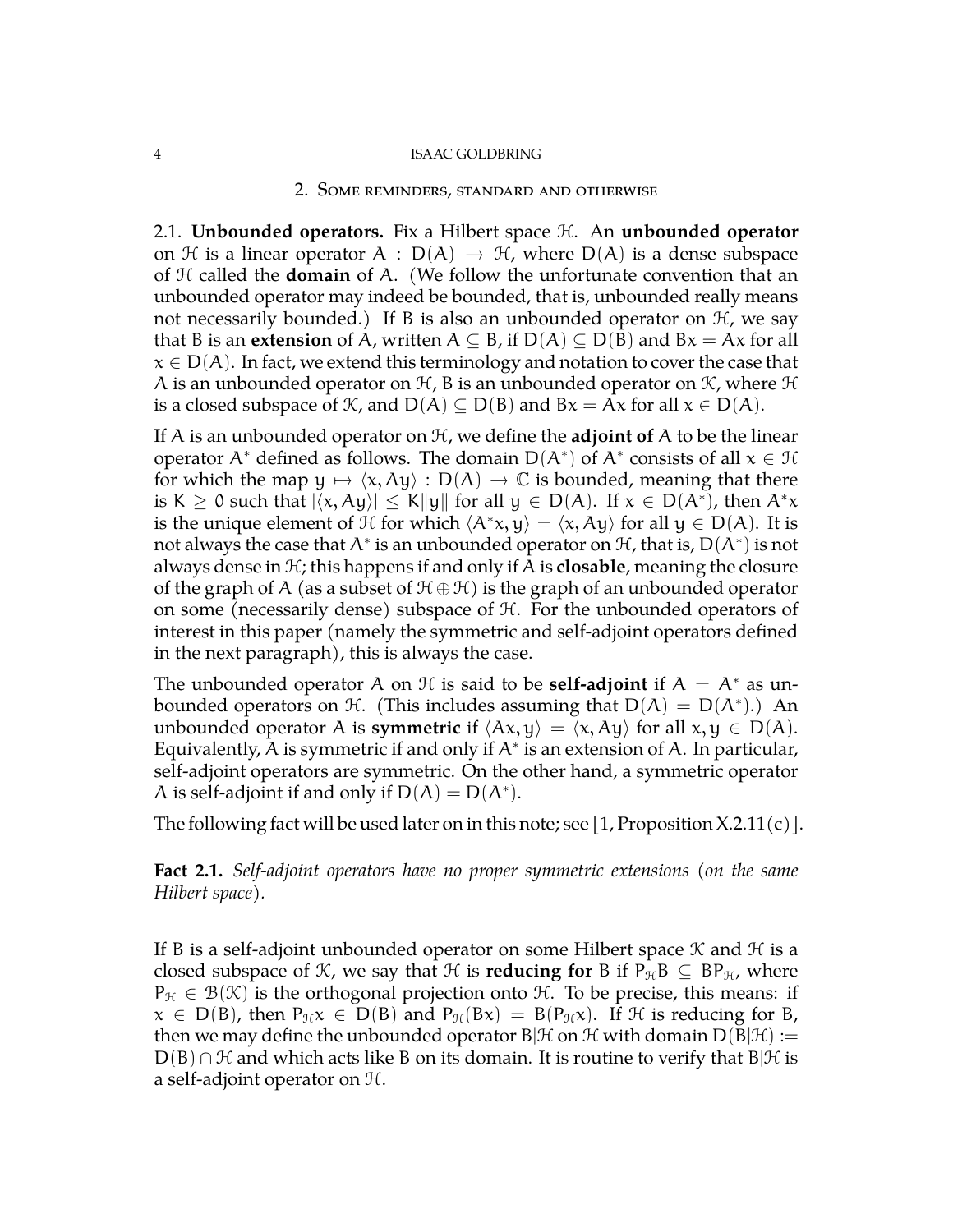## 2. Some reminders, standard and otherwise

2.1. **Unbounded operators.** Fix a Hilbert space $\mathcal{H}$. An **unbounded operator** on $\mathcal{H}$ is a linear operator $A : D(A) \to \mathcal{H}$, where $D(A)$ is a dense subspace of $\mathcal{H}$ called the **domain** of $A$. (We follow the unfortunate convention that an unbounded operator may indeed be bounded, that is, unbounded really means not necessarily bounded.) If $B$ is also an unbounded operator on $\mathcal{H}$, we say that $B$ is an **extension** of $A$, written $A \subseteq B$, if $D(A) \subseteq D(B)$ and $Bx = Ax$ for all $x \in D(A)$. In fact, we extend this terminology and notation to cover the case that $A$ is an unbounded operator on $\mathcal{H}$, $B$ is an unbounded operator on $\mathcal{K}$, where $\mathcal{H}$ is a closed subspace of $\mathcal{K}$, and $D(A) \subseteq D(B)$ and $Bx = Ax$ for all $x \in D(A)$.

If $A$ is an unbounded operator on $\mathcal{H}$, we define the **adjoint of** $A$ to be the linear operator $A^*$ defined as follows. The domain $D(A^*)$ of $A^*$ consists of all $x \in \mathcal{H}$ for which the map $y \mapsto \langle x, Ay \rangle : D(A) \to \mathbb{C}$ is bounded, meaning that there is $K \geq 0$ such that $|\langle x, Ay \rangle| \leq K\|y\|$ for all $y \in D(A)$. If $x \in D(A^*)$, then $A^*x$ is the unique element of $\mathcal{H}$ for which $\langle A^*x, y \rangle = \langle x, Ay \rangle$ for all $y \in D(A)$. It is not always the case that $A^*$ is an unbounded operator on $\mathcal{H}$, that is, $D(A^*)$ is not always dense in $\mathcal{H}$; this happens if and only if $A$ is **closable**, meaning the closure of the graph of $A$ (as a subset of $\mathcal{H} \oplus \mathcal{H}$) is the graph of an unbounded operator on some (necessarily dense) subspace of $\mathcal{H}$. For the unbounded operators of interest in this paper (namely the symmetric and self-adjoint operators defined in the next paragraph), this is always the case.

The unbounded operator $A$ on $\mathcal{H}$ is said to be **self-adjoint** if $A = A^*$ as unbounded operators on $\mathcal{H}$. (This includes assuming that $D(A) = D(A^*)$.) An unbounded operator $A$ is **symmetric** if $\langle Ax, y \rangle = \langle x, Ay \rangle$ for all $x, y \in D(A)$. Equivalently, $A$ is symmetric if and only if $A^*$ is an extension of $A$. In particular, self-adjoint operators are symmetric. On the other hand, a symmetric operator $A$ is self-adjoint if and only if $D(A) = D(A^*)$.

The following fact will be used later on in this note; see [1, Proposition X.2.11(c)].

**Fact 2.1.** *Self-adjoint operators have no proper symmetric extensions (on the same Hilbert space).*

If $B$ is a self-adjoint unbounded operator on some Hilbert space $\mathcal{K}$ and $\mathcal{H}$ is a closed subspace of $\mathcal{K}$, we say that $\mathcal{H}$ is **reducing for** $B$ if $P_{\mathcal{H}}B \subseteq BP_{\mathcal{H}}$, where $P_{\mathcal{H}} \in \mathcal{B}(\mathcal{K})$ is the orthogonal projection onto $\mathcal{H}$. To be precise, this means: if $x \in D(B)$, then $P_{\mathcal{H}}x \in D(B)$ and $P_{\mathcal{H}}(Bx) = B(P_{\mathcal{H}}x)$. If $\mathcal{H}$ is reducing for $B$, then we may define the unbounded operator $B|\mathcal{H}$ on $\mathcal{H}$ with domain $D(B|\mathcal{H}) := D(B) \cap \mathcal{H}$ and which acts like $B$ on its domain. It is routine to verify that $B|\mathcal{H}$ is a self-adjoint operator on $\mathcal{H}$.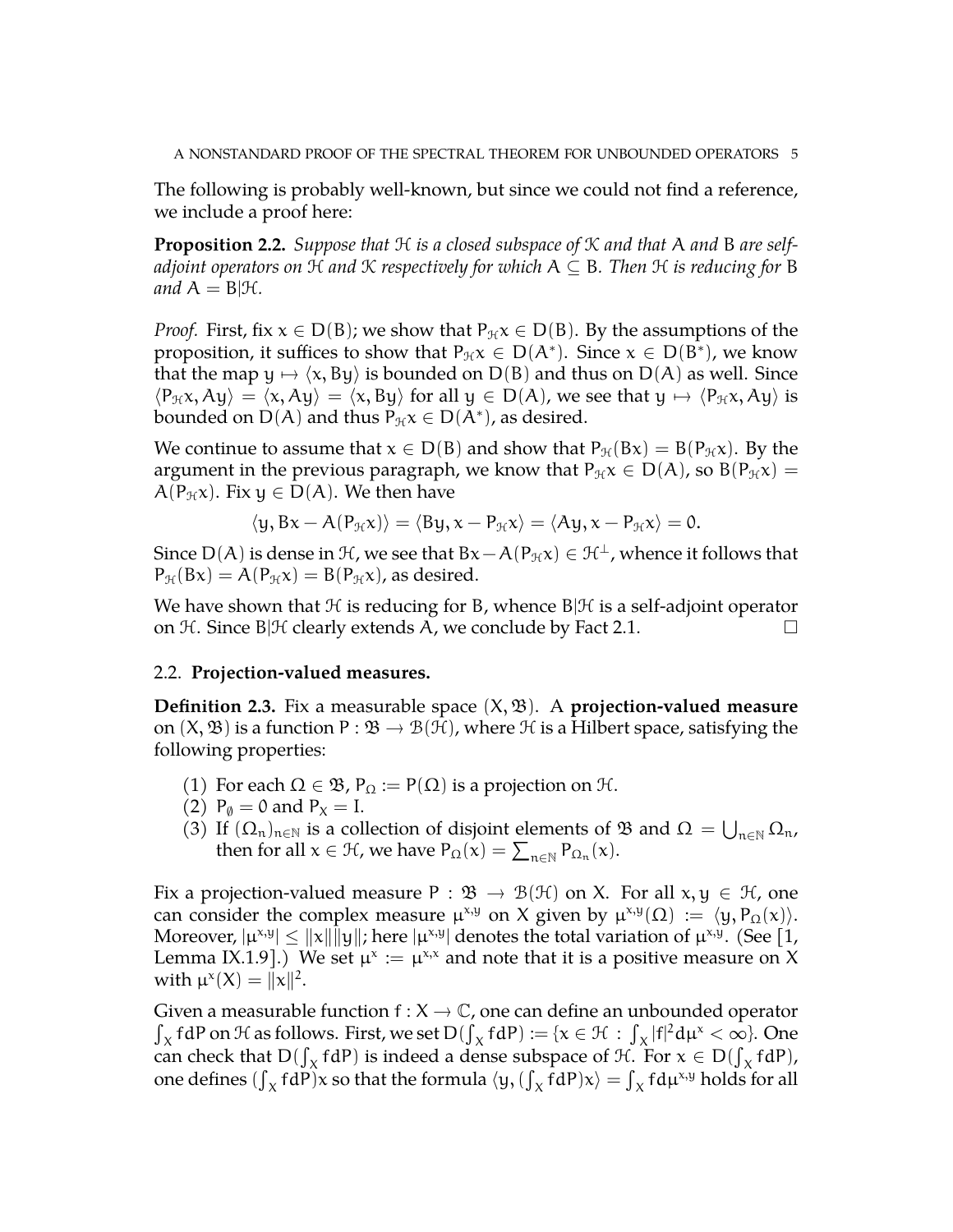The following is probably well-known, but since we could not find a reference, we include a proof here:

**Proposition 2.2.** *Suppose that $\mathcal{H}$ is a closed subspace of $\mathcal{K}$ and that $A$ and $B$ are self-adjoint operators on $\mathcal{H}$ and $\mathcal{K}$ respectively for which $A \subseteq B$. Then $\mathcal{H}$ is reducing for $B$ and $A = B|\mathcal{H}$.*

*Proof.* First, fix $x \in D(B)$; we show that $P_{\mathcal{H}}x \in D(B)$. By the assumptions of the proposition, it suffices to show that $P_{\mathcal{H}}x \in D(A^*)$. Since $x \in D(B^*)$, we know that the map $y \mapsto \langle x, By\rangle$ is bounded on $D(B)$ and thus on $D(A)$ as well. Since $\langle P_{\mathcal{H}}x, Ay\rangle = \langle x, Ay\rangle = \langle x, By\rangle$ for all $y \in D(A)$, we see that $y \mapsto \langle P_{\mathcal{H}}x, Ay\rangle$ is bounded on $D(A)$ and thus $P_{\mathcal{H}}x \in D(A^*)$, as desired.

We continue to assume that $x \in D(B)$ and show that $P_{\mathcal{H}}(Bx) = B(P_{\mathcal{H}}x)$. By the argument in the previous paragraph, we know that $P_{\mathcal{H}}x \in D(A)$, so $B(P_{\mathcal{H}}x) = A(P_{\mathcal{H}}x)$. Fix $y \in D(A)$. We then have

$$\langle y, Bx - A(P_{\mathcal{H}}x)\rangle = \langle By, x - P_{\mathcal{H}}x\rangle = \langle Ay, x - P_{\mathcal{H}}x\rangle = 0.$$

Since $D(A)$ is dense in $\mathcal{H}$, we see that $Bx - A(P_{\mathcal{H}}x) \in \mathcal{H}^{\perp}$, whence it follows that $P_{\mathcal{H}}(Bx) = A(P_{\mathcal{H}}x) = B(P_{\mathcal{H}}x)$, as desired.

We have shown that $\mathcal{H}$ is reducing for $B$, whence $B|\mathcal{H}$ is a self-adjoint operator on $\mathcal{H}$. Since $B|\mathcal{H}$ clearly extends $A$, we conclude by Fact 2.1. $\square$

### 2.2. Projection-valued measures.

**Definition 2.3.** Fix a measurable space $(X, \mathfrak{B})$. A **projection-valued measure** on $(X, \mathfrak{B})$ is a function $P : \mathfrak{B} \to \mathcal{B}(\mathcal{H})$, where $\mathcal{H}$ is a Hilbert space, satisfying the following properties:

1. For each $\Omega \in \mathfrak{B}$, $P_\Omega := P(\Omega)$ is a projection on $\mathcal{H}$.
2. $P_\emptyset = 0$ and $P_X = I$.
3. If $(\Omega_n)_{n\in\mathbb{N}}$ is a collection of disjoint elements of $\mathfrak{B}$ and $\Omega = \bigcup_{n\in\mathbb{N}} \Omega_n$, then for all $x \in \mathcal{H}$, we have $P_\Omega(x) = \sum_{n\in\mathbb{N}} P_{\Omega_n}(x)$.

Fix a projection-valued measure $P : \mathfrak{B} \to \mathcal{B}(\mathcal{H})$ on $X$. For all $x, y \in \mathcal{H}$, one can consider the complex measure $\mu^{x,y}$ on $X$ given by $\mu^{x,y}(\Omega) := \langle y, P_\Omega(x)\rangle$. Moreover, $|\mu^{x,y}| \leq \|x\|\|y\|$; here $|\mu^{x,y}|$ denotes the total variation of $\mu^{x,y}$. (See [1, Lemma IX.1.9].) We set $\mu^x := \mu^{x,x}$ and note that it is a positive measure on $X$ with $\mu^x(X) = \|x\|^2$.

Given a measurable function $f : X \to \mathbb{C}$, one can define an unbounded operator $\int_X f dP$ on $\mathcal{H}$ as follows. First, we set $D(\int_X f dP) := \{x \in \mathcal{H} : \int_X |f|^2 d\mu^x < \infty\}$. One can check that $D(\int_X f dP)$ is indeed a dense subspace of $\mathcal{H}$. For $x \in D(\int_X f dP)$, one defines $(\int_X f dP)x$ so that the formula $\langle y, (\int_X f dP)x\rangle = \int_X f d\mu^{x,y}$ holds for all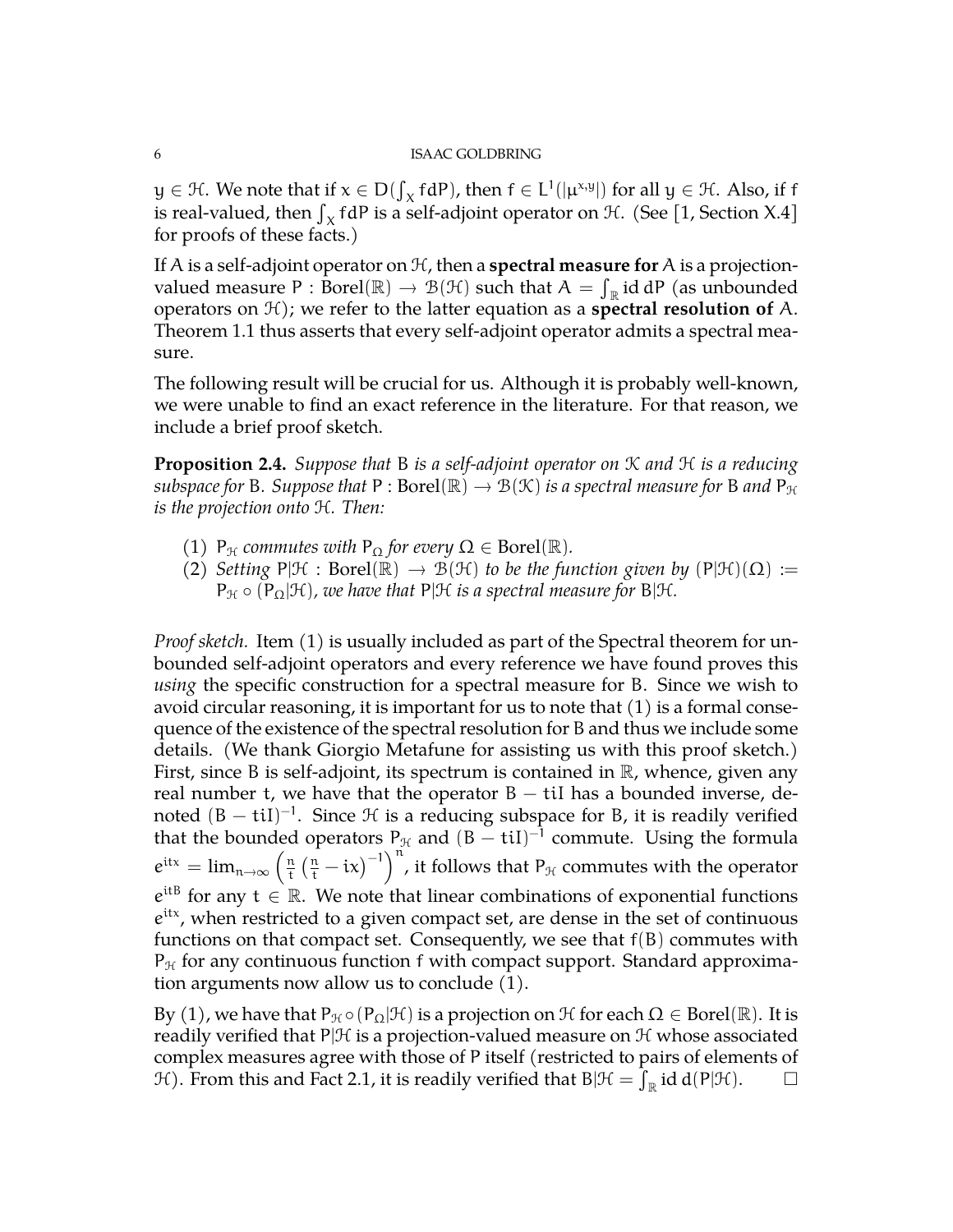$y \in \mathcal{H}$. We note that if $x \in D(\int_X f dP)$, then $f \in L^1(|\mu^{x,y}|)$ for all $y \in \mathcal{H}$. Also, if f is real-valued, then $\int_X f dP$ is a self-adjoint operator on $\mathcal{H}$. (See [1, Section X.4] for proofs of these facts.)

If A is a self-adjoint operator on $\mathcal{H}$, then a **spectral measure for** A is a projection-valued measure $P : \text{Borel}(\mathbb{R}) \to \mathcal{B}(\mathcal{H})$ such that $A = \int_{\mathbb{R}} \text{id}\, dP$ (as unbounded operators on $\mathcal{H}$); we refer to the latter equation as a **spectral resolution of** A. Theorem 1.1 thus asserts that every self-adjoint operator admits a spectral measure.

The following result will be crucial for us. Although it is probably well-known, we were unable to find an exact reference in the literature. For that reason, we include a brief proof sketch.

**Proposition 2.4.** *Suppose that* B *is a self-adjoint operator on* $\mathcal{K}$ *and* $\mathcal{H}$ *is a reducing subspace for* B*. Suppose that* $P : \text{Borel}(\mathbb{R}) \to \mathcal{B}(\mathcal{K})$ *is a spectral measure for* B *and* $P_{\mathcal{H}}$ *is the projection onto* $\mathcal{H}$*. Then:*

1. $P_{\mathcal{H}}$ *commutes with* $P_\Omega$ *for every* $\Omega \in \text{Borel}(\mathbb{R})$*.*
2. *Setting* $P|\mathcal{H} : \text{Borel}(\mathbb{R}) \to \mathcal{B}(\mathcal{H})$ *to be the function given by* $(P|\mathcal{H})(\Omega) := P_{\mathcal{H}} \circ (P_\Omega|\mathcal{H})$*, we have that* $P|\mathcal{H}$ *is a spectral measure for* $B|\mathcal{H}$*.*

*Proof sketch.* Item (1) is usually included as part of the Spectral theorem for unbounded self-adjoint operators and every reference we have found proves this *using* the specific construction for a spectral measure for B. Since we wish to avoid circular reasoning, it is important for us to note that (1) is a formal consequence of the existence of the spectral resolution for B and thus we include some details. (We thank Giorgio Metafune for assisting us with this proof sketch.) First, since B is self-adjoint, its spectrum is contained in $\mathbb{R}$, whence, given any real number t, we have that the operator $B - tiI$ has a bounded inverse, denoted $(B - tiI)^{-1}$. Since $\mathcal{H}$ is a reducing subspace for B, it is readily verified that the bounded operators $P_{\mathcal{H}}$ and $(B - tiI)^{-1}$ commute. Using the formula $e^{itx} = \lim_{n\to\infty} \left(\frac{n}{t}\left(\frac{n}{t} - ix\right)^{-1}\right)^n$, it follows that $P_{\mathcal{H}}$ commutes with the operator $e^{itB}$ for any $t \in \mathbb{R}$. We note that linear combinations of exponential functions $e^{itx}$, when restricted to a given compact set, are dense in the set of continuous functions on that compact set. Consequently, we see that $f(B)$ commutes with $P_{\mathcal{H}}$ for any continuous function f with compact support. Standard approximation arguments now allow us to conclude (1).

By (1), we have that $P_{\mathcal{H}} \circ (P_\Omega|\mathcal{H})$ is a projection on $\mathcal{H}$ for each $\Omega \in \text{Borel}(\mathbb{R})$. It is readily verified that $P|\mathcal{H}$ is a projection-valued measure on $\mathcal{H}$ whose associated complex measures agree with those of P itself (restricted to pairs of elements of $\mathcal{H}$). From this and Fact 2.1, it is readily verified that $B|\mathcal{H} = \int_{\mathbb{R}} \text{id}\, d(P|\mathcal{H})$. $\square$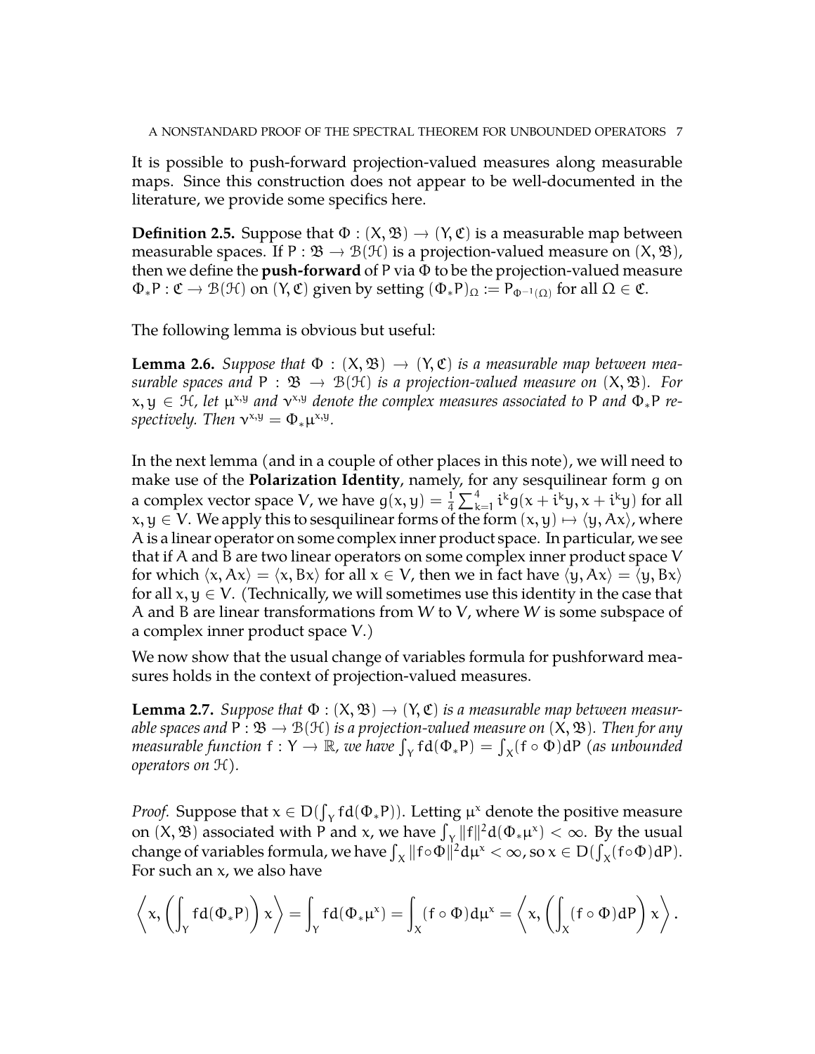It is possible to push-forward projection-valued measures along measurable maps. Since this construction does not appear to be well-documented in the literature, we provide some specifics here.

**Definition 2.5.** Suppose that $\Phi : (X, \mathfrak{B}) \to (Y, \mathfrak{C})$ is a measurable map between measurable spaces. If $P : \mathfrak{B} \to \mathcal{B}(\mathcal{H})$ is a projection-valued measure on $(X, \mathfrak{B})$, then we define the **push-forward** of $P$ via $\Phi$ to be the projection-valued measure $\Phi_* P : \mathfrak{C} \to \mathcal{B}(\mathcal{H})$ on $(Y, \mathfrak{C})$ given by setting $(\Phi_* P)_\Omega := P_{\Phi^{-1}(\Omega)}$ for all $\Omega \in \mathfrak{C}$.

The following lemma is obvious but useful:

**Lemma 2.6.** *Suppose that $\Phi : (X, \mathfrak{B}) \to (Y, \mathfrak{C})$ is a measurable map between measurable spaces and $P : \mathfrak{B} \to \mathcal{B}(\mathcal{H})$ is a projection-valued measure on $(X, \mathfrak{B})$. For $x, y \in \mathcal{H}$, let $\mu^{x,y}$ and $\nu^{x,y}$ denote the complex measures associated to $P$ and $\Phi_* P$ respectively. Then $\nu^{x,y} = \Phi_* \mu^{x,y}$.*

In the next lemma (and in a couple of other places in this note), we will need to make use of the **Polarization Identity**, namely, for any sesquilinear form $g$ on a complex vector space $V$, we have $g(x, y) = \frac{1}{4} \sum_{k=1}^{4} i^k g(x + i^k y, x + i^k y)$ for all $x, y \in V$. We apply this to sesquilinear forms of the form $(x, y) \mapsto \langle y, Ax \rangle$, where $A$ is a linear operator on some complex inner product space. In particular, we see that if $A$ and $B$ are two linear operators on some complex inner product space $V$ for which $\langle x, Ax \rangle = \langle x, Bx \rangle$ for all $x \in V$, then we in fact have $\langle y, Ax \rangle = \langle y, Bx \rangle$ for all $x, y \in V$. (Technically, we will sometimes use this identity in the case that $A$ and $B$ are linear transformations from $W$ to $V$, where $W$ is some subspace of a complex inner product space $V$.)

We now show that the usual change of variables formula for pushforward measures holds in the context of projection-valued measures.

**Lemma 2.7.** *Suppose that $\Phi : (X, \mathfrak{B}) \to (Y, \mathfrak{C})$ is a measurable map between measurable spaces and $P : \mathfrak{B} \to \mathcal{B}(\mathcal{H})$ is a projection-valued measure on $(X, \mathfrak{B})$. Then for any measurable function $f : Y \to \mathbb{R}$, we have $\int_Y f d(\Phi_* P) = \int_X (f \circ \Phi) dP$ (as unbounded operators on $\mathcal{H}$).*

*Proof.* Suppose that $x \in D(\int_Y f d(\Phi_* P))$. Letting $\mu^x$ denote the positive measure on $(X, \mathfrak{B})$ associated with $P$ and $x$, we have $\int_Y \|f\|^2 d(\Phi_* \mu^x) < \infty$. By the usual change of variables formula, we have $\int_X \|f \circ \Phi\|^2 d\mu^x < \infty$, so $x \in D(\int_X (f \circ \Phi) dP)$. For such an $x$, we also have

$$\left\langle x, \left( \int_Y f d(\Phi_* P) \right) x \right\rangle = \int_Y f d(\Phi_* \mu^x) = \int_X (f \circ \Phi) d\mu^x = \left\langle x, \left( \int_X (f \circ \Phi) dP \right) x \right\rangle.$$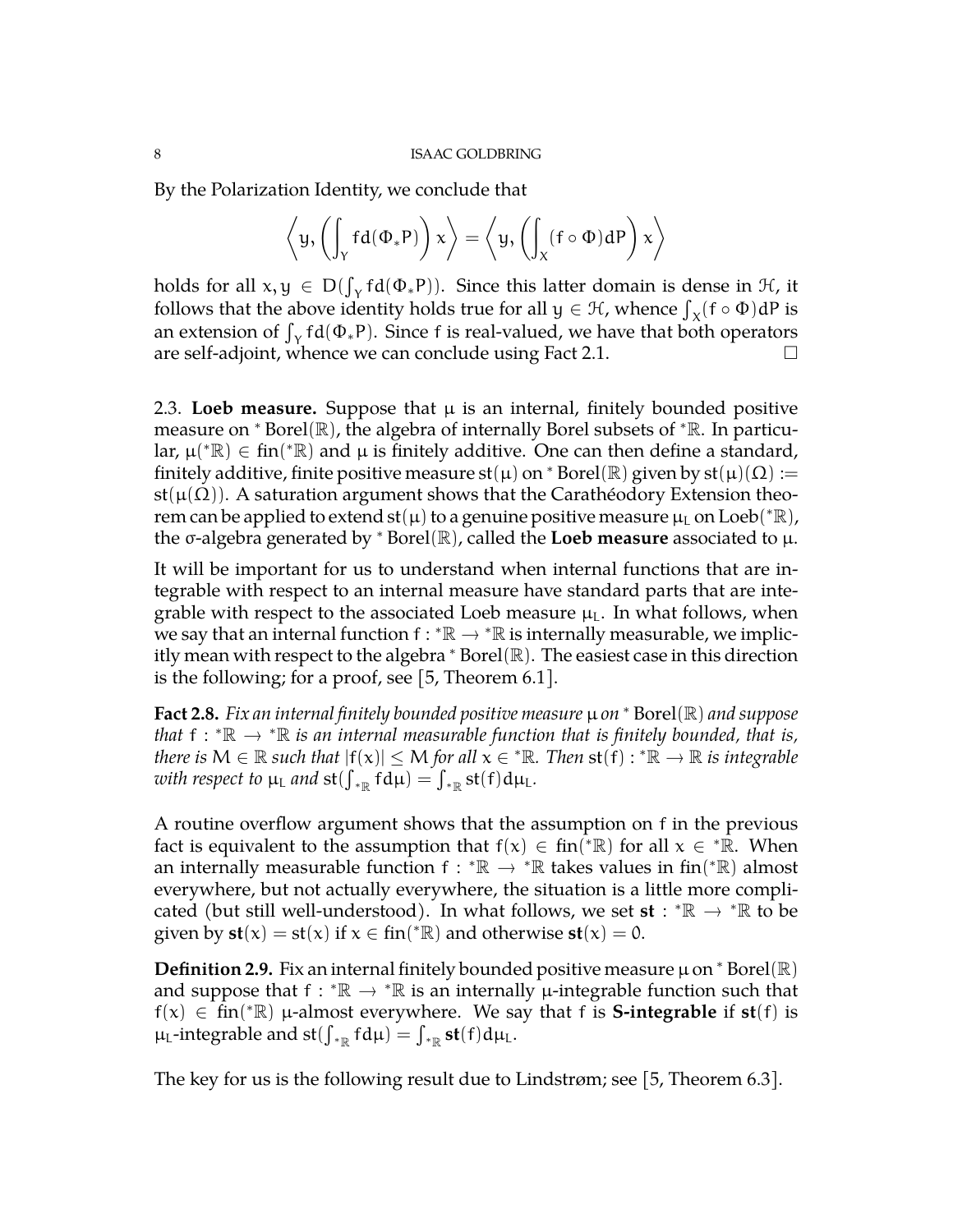By the Polarization Identity, we conclude that

$$\left\langle y, \left(\int_Y f d(\Phi_* P)\right) x \right\rangle = \left\langle y, \left(\int_X (f \circ \Phi) dP\right) x \right\rangle$$

holds for all $x, y \in D(\int_Y f d(\Phi_* P))$. Since this latter domain is dense in $\mathcal{H}$, it follows that the above identity holds true for all $y \in \mathcal{H}$, whence $\int_X (f \circ \Phi) dP$ is an extension of $\int_Y f d(\Phi_* P)$. Since $f$ is real-valued, we have that both operators are self-adjoint, whence we can conclude using Fact 2.1. $\square$

2.3. **Loeb measure.** Suppose that $\mu$ is an internal, finitely bounded positive measure on ${}^*\operatorname{Borel}(\mathbb{R})$, the algebra of internally Borel subsets of ${}^*\mathbb{R}$. In particular, $\mu({}^*\mathbb{R}) \in \operatorname{fin}({}^*\mathbb{R})$ and $\mu$ is finitely additive. One can then define a standard, finitely additive, finite positive measure $\operatorname{st}(\mu)$ on ${}^*\operatorname{Borel}(\mathbb{R})$ given by $\operatorname{st}(\mu)(\Omega) := \operatorname{st}(\mu(\Omega))$. A saturation argument shows that the Carathéodory Extension theorem can be applied to extend $\operatorname{st}(\mu)$ to a genuine positive measure $\mu_L$ on $\operatorname{Loeb}({}^*\mathbb{R})$, the $\sigma$-algebra generated by ${}^*\operatorname{Borel}(\mathbb{R})$, called the **Loeb measure** associated to $\mu$.

It will be important for us to understand when internal functions that are integrable with respect to an internal measure have standard parts that are integrable with respect to the associated Loeb measure $\mu_L$. In what follows, when we say that an internal function $f : {}^*\mathbb{R} \to {}^*\mathbb{R}$ is internally measurable, we implicitly mean with respect to the algebra ${}^*\operatorname{Borel}(\mathbb{R})$. The easiest case in this direction is the following; for a proof, see [5, Theorem 6.1].

**Fact 2.8.** *Fix an internal finitely bounded positive measure $\mu$ on ${}^*\operatorname{Borel}(\mathbb{R})$ and suppose that $f : {}^*\mathbb{R} \to {}^*\mathbb{R}$ is an internal measurable function that is finitely bounded, that is, there is $M \in \mathbb{R}$ such that $|f(x)| \leq M$ for all $x \in {}^*\mathbb{R}$. Then $\operatorname{st}(f) : {}^*\mathbb{R} \to \mathbb{R}$ is integrable with respect to $\mu_L$ and $\operatorname{st}(\int_{{}^*\mathbb{R}} f d\mu) = \int_{{}^*\mathbb{R}} \operatorname{st}(f) d\mu_L$.*

A routine overflow argument shows that the assumption on $f$ in the previous fact is equivalent to the assumption that $f(x) \in \operatorname{fin}({}^*\mathbb{R})$ for all $x \in {}^*\mathbb{R}$. When an internally measurable function $f : {}^*\mathbb{R} \to {}^*\mathbb{R}$ takes values in $\operatorname{fin}({}^*\mathbb{R})$ almost everywhere, but not actually everywhere, the situation is a little more complicated (but still well-understood). In what follows, we set $\mathbf{st} : {}^*\mathbb{R} \to {}^*\mathbb{R}$ to be given by $\mathbf{st}(x) = \operatorname{st}(x)$ if $x \in \operatorname{fin}({}^*\mathbb{R})$ and otherwise $\mathbf{st}(x) = 0$.

**Definition 2.9.** Fix an internal finitely bounded positive measure $\mu$ on ${}^*\operatorname{Borel}(\mathbb{R})$ and suppose that $f : {}^*\mathbb{R} \to {}^*\mathbb{R}$ is an internally $\mu$-integrable function such that $f(x) \in \operatorname{fin}({}^*\mathbb{R})$ $\mu$-almost everywhere. We say that $f$ is **S-integrable** if $\mathbf{st}(f)$ is $\mu_L$-integrable and $\operatorname{st}(\int_{{}^*\mathbb{R}} f d\mu) = \int_{{}^*\mathbb{R}} \mathbf{st}(f) d\mu_L$.

The key for us is the following result due to Lindstrøm; see [5, Theorem 6.3].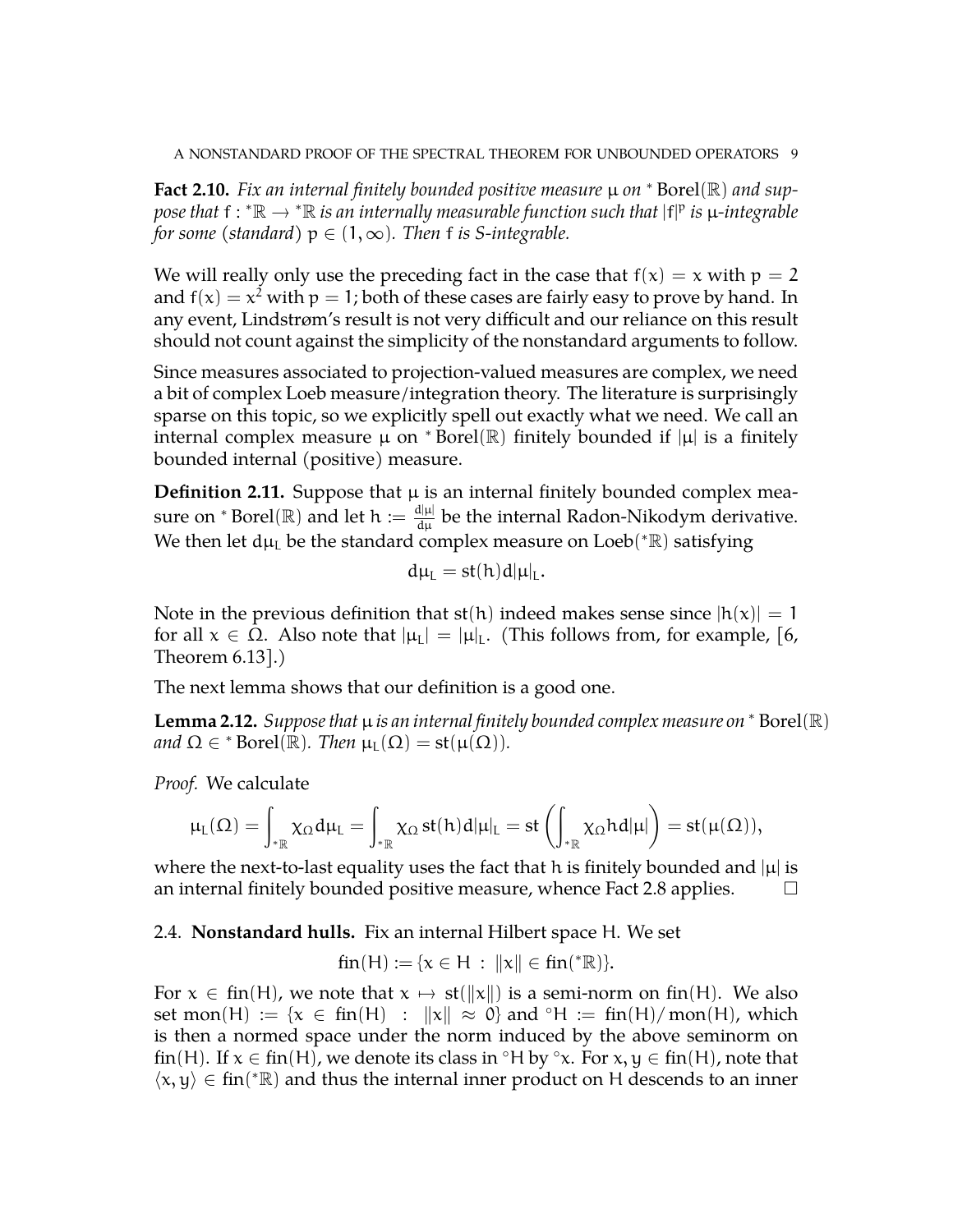**Fact 2.10.** *Fix an internal finitely bounded positive measure $\mu$ on ${}^*\operatorname{Borel}(\mathbb{R})$ and suppose that $f : {}^*\mathbb{R} \to {}^*\mathbb{R}$ is an internally measurable function such that $|f|^p$ is $\mu$-integrable for some (standard) $p \in (1, \infty)$. Then $f$ is S-integrable.*

We will really only use the preceding fact in the case that $f(x) = x$ with $p = 2$ and $f(x) = x^2$ with $p = 1$; both of these cases are fairly easy to prove by hand. In any event, Lindstrøm's result is not very difficult and our reliance on this result should not count against the simplicity of the nonstandard arguments to follow.

Since measures associated to projection-valued measures are complex, we need a bit of complex Loeb measure/integration theory. The literature is surprisingly sparse on this topic, so we explicitly spell out exactly what we need. We call an internal complex measure $\mu$ on ${}^*\operatorname{Borel}(\mathbb{R})$ finitely bounded if $|\mu|$ is a finitely bounded internal (positive) measure.

**Definition 2.11.** Suppose that $\mu$ is an internal finitely bounded complex measure on ${}^*\operatorname{Borel}(\mathbb{R})$ and let $h := \frac{d|\mu|}{d\mu}$ be the internal Radon-Nikodym derivative. We then let $d\mu_L$ be the standard complex measure on $\operatorname{Loeb}({}^*\mathbb{R})$ satisfying

$$d\mu_L = \operatorname{st}(h) d|\mu|_L.$$

Note in the previous definition that $\operatorname{st}(h)$ indeed makes sense since $|h(x)| = 1$ for all $x \in \Omega$. Also note that $|\mu_L| = |\mu|_L$. (This follows from, for example, [6, Theorem 6.13].)

The next lemma shows that our definition is a good one.

**Lemma 2.12.** *Suppose that $\mu$ is an internal finitely bounded complex measure on ${}^*\operatorname{Borel}(\mathbb{R})$ and $\Omega \in {}^*\operatorname{Borel}(\mathbb{R})$. Then $\mu_L(\Omega) = \operatorname{st}(\mu(\Omega))$.*

*Proof.* We calculate

$$\mu_L(\Omega) = \int_{{}^*\mathbb{R}} \chi_\Omega d\mu_L = \int_{{}^*\mathbb{R}} \chi_\Omega \operatorname{st}(h) d|\mu|_L = \operatorname{st}\left(\int_{{}^*\mathbb{R}} \chi_\Omega h d|\mu|\right) = \operatorname{st}(\mu(\Omega)),$$

where the next-to-last equality uses the fact that $h$ is finitely bounded and $|\mu|$ is an internal finitely bounded positive measure, whence Fact 2.8 applies. $\square$

### 2.4. Nonstandard hulls.

Fix an internal Hilbert space $H$. We set

$$\operatorname{fin}(H) := \{x \in H \ : \ \|x\| \in \operatorname{fin}({}^*\mathbb{R})\}.$$

For $x \in \operatorname{fin}(H)$, we note that $x \mapsto \operatorname{st}(\|x\|)$ is a semi-norm on $\operatorname{fin}(H)$. We also set $\operatorname{mon}(H) := \{x \in \operatorname{fin}(H) \ : \ \|x\| \approx 0\}$ and ${}^\circ H := \operatorname{fin}(H)/\operatorname{mon}(H)$, which is then a normed space under the norm induced by the above seminorm on $\operatorname{fin}(H)$. If $x \in \operatorname{fin}(H)$, we denote its class in ${}^\circ H$ by ${}^\circ x$. For $x, y \in \operatorname{fin}(H)$, note that $\langle x, y\rangle \in \operatorname{fin}({}^*\mathbb{R})$ and thus the internal inner product on $H$ descends to an inner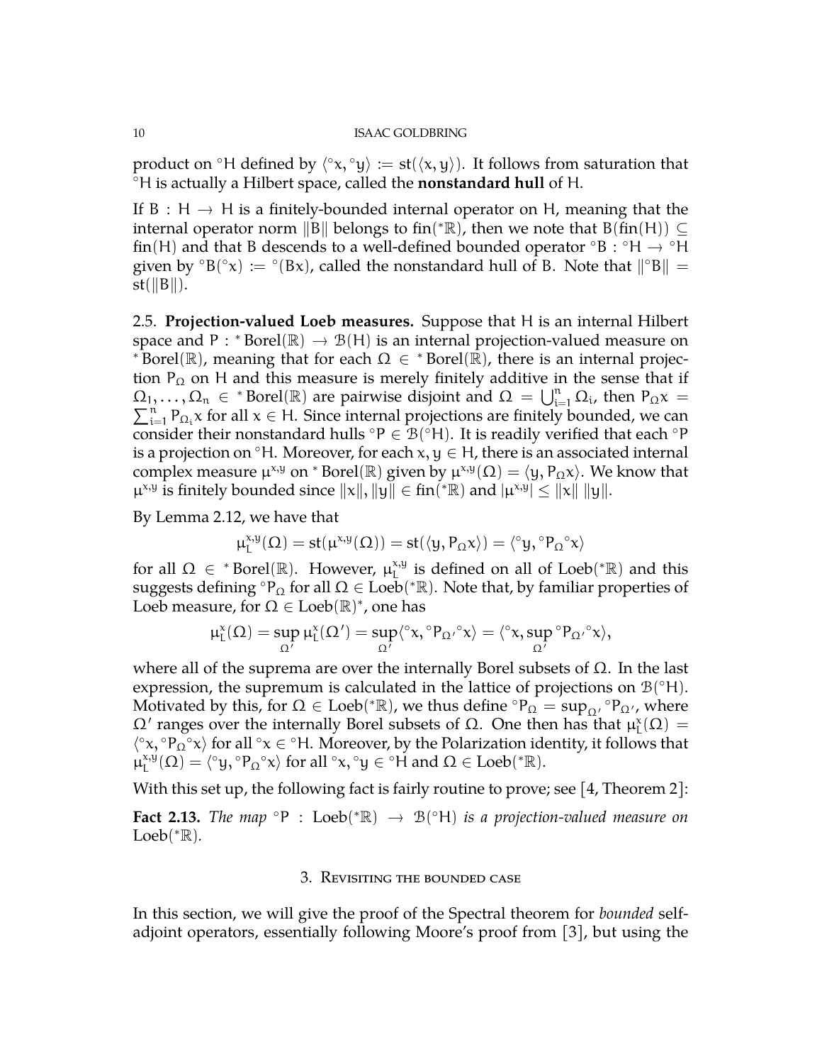product on ${}^\circ H$ defined by $\langle {}^\circ x, {}^\circ y\rangle := \mathrm{st}(\langle x, y\rangle)$. It follows from saturation that ${}^\circ H$ is actually a Hilbert space, called the **nonstandard hull** of $H$.

If $B : H \to H$ is a finitely-bounded internal operator on $H$, meaning that the internal operator norm $\|B\|$ belongs to $\mathrm{fin}({}^*\mathbb{R})$, then we note that $B(\mathrm{fin}(H)) \subseteq \mathrm{fin}(H)$ and that $B$ descends to a well-defined bounded operator ${}^\circ B : {}^\circ H \to {}^\circ H$ given by ${}^\circ B({}^\circ x) := {}^\circ(Bx)$, called the nonstandard hull of $B$. Note that $\|{}^\circ B\| = \mathrm{st}(\|B\|)$.

2.5. **Projection-valued Loeb measures.** Suppose that $H$ is an internal Hilbert space and $P : {}^*\mathrm{Borel}(\mathbb{R}) \to \mathcal{B}(H)$ is an internal projection-valued measure on ${}^*\mathrm{Borel}(\mathbb{R})$, meaning that for each $\Omega \in {}^*\mathrm{Borel}(\mathbb{R})$, there is an internal projection $P_\Omega$ on $H$ and this measure is merely finitely additive in the sense that if $\Omega_1, \ldots, \Omega_n \in {}^*\mathrm{Borel}(\mathbb{R})$ are pairwise disjoint and $\Omega = \bigcup_{i=1}^n \Omega_i$, then $P_\Omega x = \sum_{i=1}^n P_{\Omega_i} x$ for all $x \in H$. Since internal projections are finitely bounded, we can consider their nonstandard hulls ${}^\circ P \in \mathcal{B}({}^\circ H)$. It is readily verified that each ${}^\circ P$ is a projection on ${}^\circ H$. Moreover, for each $x, y \in H$, there is an associated internal complex measure $\mu^{x,y}$ on ${}^*\mathrm{Borel}(\mathbb{R})$ given by $\mu^{x,y}(\Omega) = \langle y, P_\Omega x\rangle$. We know that $\mu^{x,y}$ is finitely bounded since $\|x\|, \|y\| \in \mathrm{fin}({}^*\mathbb{R})$ and $|\mu^{x,y}| \leq \|x\|\,\|y\|$.

By Lemma 2.12, we have that

$$\mu_L^{x,y}(\Omega) = \mathrm{st}(\mu^{x,y}(\Omega)) = \mathrm{st}(\langle y, P_\Omega x\rangle) = \langle {}^\circ y, {}^\circ P_\Omega {}^\circ x\rangle$$

for all $\Omega \in {}^*\mathrm{Borel}(\mathbb{R})$. However, $\mu_L^{x,y}$ is defined on all of $\mathrm{Loeb}({}^*\mathbb{R})$ and this suggests defining ${}^\circ P_\Omega$ for all $\Omega \in \mathrm{Loeb}({}^*\mathbb{R})$. Note that, by familiar properties of Loeb measure, for $\Omega \in \mathrm{Loeb}(\mathbb{R})^*$, one has

$$\mu_L^x(\Omega) = \sup_{\Omega'} \mu_L^x(\Omega') = \sup_{\Omega'} \langle {}^\circ x, {}^\circ P_{\Omega'} {}^\circ x\rangle = \langle {}^\circ x, \sup_{\Omega'} {}^\circ P_{\Omega'} {}^\circ x\rangle,$$

where all of the suprema are over the internally Borel subsets of $\Omega$. In the last expression, the supremum is calculated in the lattice of projections on $\mathcal{B}({}^\circ H)$. Motivated by this, for $\Omega \in \mathrm{Loeb}({}^*\mathbb{R})$, we thus define ${}^\circ P_\Omega = \sup_{\Omega'} {}^\circ P_{\Omega'}$, where $\Omega'$ ranges over the internally Borel subsets of $\Omega$. One then has that $\mu_L^x(\Omega) = \langle {}^\circ x, {}^\circ P_\Omega {}^\circ x\rangle$ for all ${}^\circ x \in {}^\circ H$. Moreover, by the Polarization identity, it follows that $\mu_L^{x,y}(\Omega) = \langle {}^\circ y, {}^\circ P_\Omega {}^\circ x\rangle$ for all ${}^\circ x, {}^\circ y \in {}^\circ H$ and $\Omega \in \mathrm{Loeb}({}^*\mathbb{R})$.

With this set up, the following fact is fairly routine to prove; see [4, Theorem 2]:

**Fact 2.13.** *The map* ${}^\circ P : \mathrm{Loeb}({}^*\mathbb{R}) \to \mathcal{B}({}^\circ H)$ *is a projection-valued measure on* $\mathrm{Loeb}({}^*\mathbb{R})$*.*

## 3. Revisiting the bounded case

In this section, we will give the proof of the Spectral theorem for *bounded* self-adjoint operators, essentially following Moore's proof from [3], but using the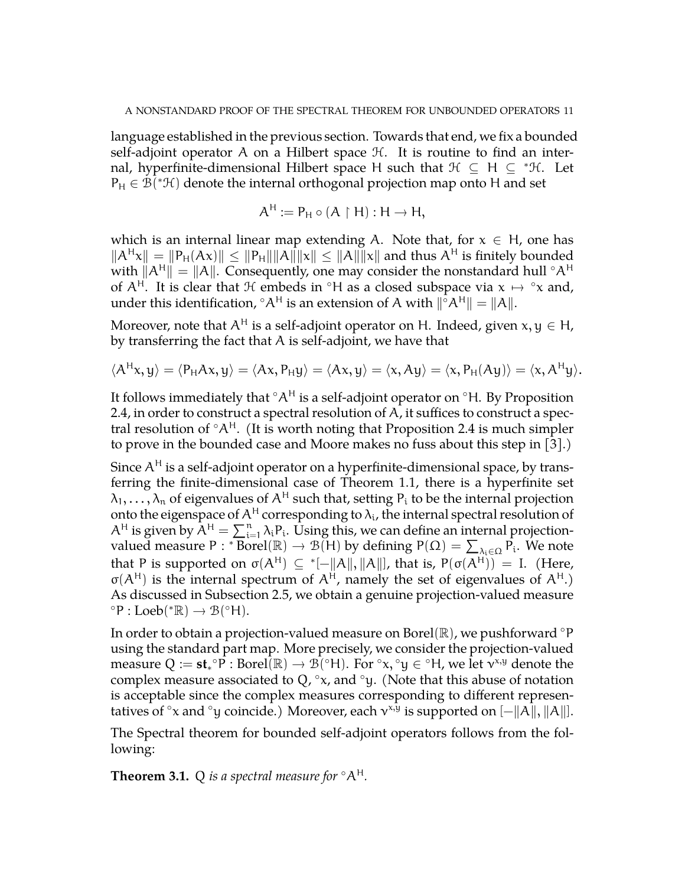language established in the previous section. Towards that end, we fix a bounded self-adjoint operator $A$ on a Hilbert space $\mathcal{H}$. It is routine to find an internal, hyperfinite-dimensional Hilbert space $H$ such that $\mathcal{H} \subseteq H \subseteq {}^*\mathcal{H}$. Let $P_H \in \mathcal{B}({}^*\mathcal{H})$ denote the internal orthogonal projection map onto $H$ and set

$$A^H := P_H \circ (A \upharpoonright H) : H \to H,$$

which is an internal linear map extending $A$. Note that, for $x \in H$, one has $\|A^H x\| = \|P_H(Ax)\| \leq \|P_H\|\|A\|\|x\| \leq \|A\|\|x\|$ and thus $A^H$ is finitely bounded with $\|A^H\| = \|A\|$. Consequently, one may consider the nonstandard hull ${}^\circ A^H$ of $A^H$. It is clear that $\mathcal{H}$ embeds in ${}^\circ H$ as a closed subspace via $x \mapsto {}^\circ x$ and, under this identification, ${}^\circ A^H$ is an extension of $A$ with $\|{}^\circ A^H\| = \|A\|$.

Moreover, note that $A^H$ is a self-adjoint operator on $H$. Indeed, given $x, y \in H$, by transferring the fact that $A$ is self-adjoint, we have that

$$\langle A^H x, y\rangle = \langle P_H A x, y\rangle = \langle Ax, P_H y\rangle = \langle Ax, y\rangle = \langle x, Ay\rangle = \langle x, P_H(Ay)\rangle = \langle x, A^H y\rangle.$$

It follows immediately that ${}^\circ A^H$ is a self-adjoint operator on ${}^\circ H$. By Proposition 2.4, in order to construct a spectral resolution of $A$, it suffices to construct a spectral resolution of ${}^\circ A^H$. (It is worth noting that Proposition 2.4 is much simpler to prove in the bounded case and Moore makes no fuss about this step in [3].)

Since $A^H$ is a self-adjoint operator on a hyperfinite-dimensional space, by transferring the finite-dimensional case of Theorem 1.1, there is a hyperfinite set $\lambda_1, \ldots, \lambda_n$ of eigenvalues of $A^H$ such that, setting $P_i$ to be the internal projection onto the eigenspace of $A^H$ corresponding to $\lambda_i$, the internal spectral resolution of $A^H$ is given by $A^H = \sum_{i=1}^n \lambda_i P_i$. Using this, we can define an internal projection-valued measure $P : {}^*\text{Borel}(\mathbb{R}) \to \mathcal{B}(H)$ by defining $P(\Omega) = \sum_{\lambda_i \in \Omega} P_i$. We note that $P$ is supported on $\sigma(A^H) \subseteq {}^*[-\|A\|, \|A\|]$, that is, $P(\sigma(A^H)) = I$. (Here, $\sigma(A^H)$ is the internal spectrum of $A^H$, namely the set of eigenvalues of $A^H$.) As discussed in Subsection 2.5, we obtain a genuine projection-valued measure ${}^\circ P : \text{Loeb}({}^*\mathbb{R}) \to \mathcal{B}({}^\circ H)$.

In order to obtain a projection-valued measure on $\text{Borel}(\mathbb{R})$, we pushforward ${}^\circ P$ using the standard part map. More precisely, we consider the projection-valued measure $Q := \mathbf{st}_* {}^\circ P : \text{Borel}(\mathbb{R}) \to \mathcal{B}({}^\circ H)$. For ${}^\circ x, {}^\circ y \in {}^\circ H$, we let $\nu^{x,y}$ denote the complex measure associated to $Q$, ${}^\circ x$, and ${}^\circ y$. (Note that this abuse of notation is acceptable since the complex measures corresponding to different representatives of ${}^\circ x$ and ${}^\circ y$ coincide.) Moreover, each $\nu^{x,y}$ is supported on $[-\|A\|, \|A\|]$.

The Spectral theorem for bounded self-adjoint operators follows from the following:

**Theorem 3.1.** *$Q$ is a spectral measure for ${}^\circ A^H$.*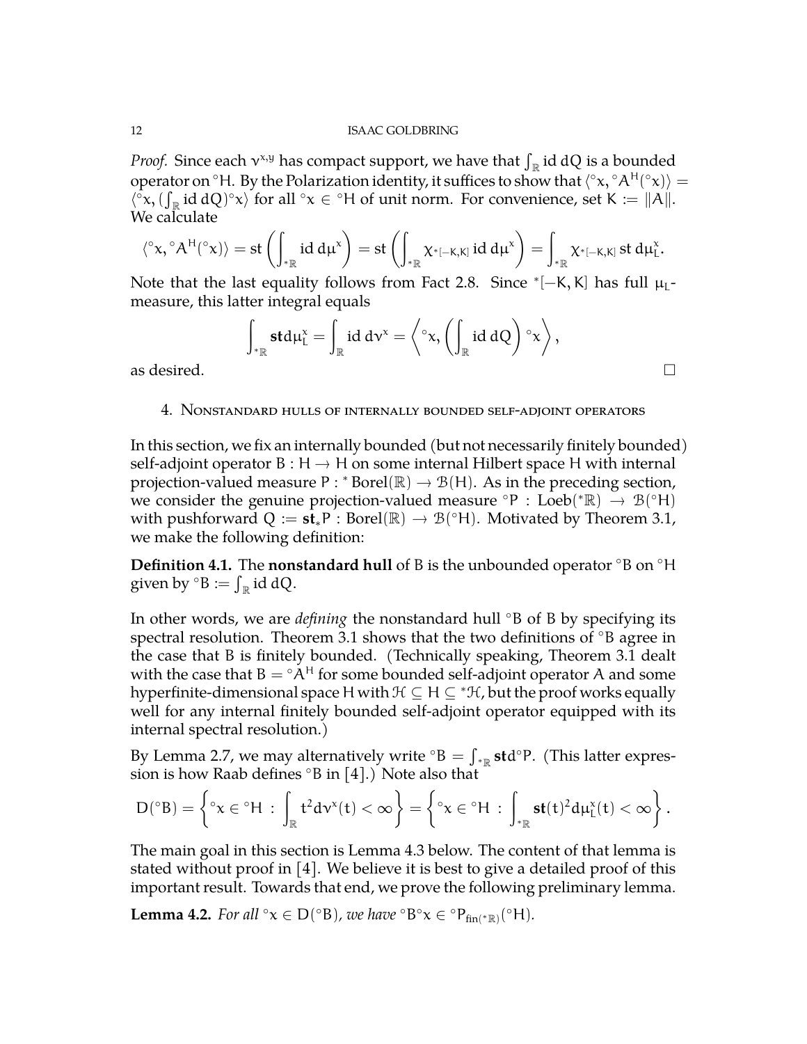*Proof.* Since each $\nu^{x,y}$ has compact support, we have that $\int_{\mathbb{R}} \mathrm{id}\, dQ$ is a bounded operator on ${}^\circ H$. By the Polarization identity, it suffices to show that $\langle {}^\circ x, {}^\circ A^H({}^\circ x)\rangle = \langle {}^\circ x, (\int_{\mathbb{R}} \mathrm{id}\, dQ){}^\circ x\rangle$ for all ${}^\circ x \in {}^\circ H$ of unit norm. For convenience, set $K := \|A\|$. We calculate

$$\langle {}^\circ x, {}^\circ A^H({}^\circ x)\rangle = \mathrm{st}\left(\int_{{}^*\mathbb{R}} \mathrm{id}\, d\mu^x\right) = \mathrm{st}\left(\int_{{}^*\mathbb{R}} \chi_{{}^*[-K,K]}\, \mathrm{id}\, d\mu^x\right) = \int_{{}^*\mathbb{R}} \chi_{{}^*[-K,K]}\, \mathrm{st}\, d\mu^x_L.$$

Note that the last equality follows from Fact 2.8. Since ${}^*[-K,K]$ has full $\mu_L$-measure, this latter integral equals

$$\int_{{}^*\mathbb{R}} \mathbf{st} d\mu^x_L = \int_{\mathbb{R}} \mathrm{id}\, d\nu^x = \left\langle {}^\circ x, \left(\int_{\mathbb{R}} \mathrm{id}\, dQ\right){}^\circ x\right\rangle,$$

as desired. $\square$

## 4. Nonstandard hulls of internally bounded self-adjoint operators

In this section, we fix an internally bounded (but not necessarily finitely bounded) self-adjoint operator $B : H \to H$ on some internal Hilbert space $H$ with internal projection-valued measure $P : {}^*\mathrm{Borel}(\mathbb{R}) \to \mathcal{B}(H)$. As in the preceding section, we consider the genuine projection-valued measure ${}^\circ P : \mathrm{Loeb}({}^*\mathbb{R}) \to \mathcal{B}({}^\circ H)$ with pushforward $Q := \mathbf{st}_* P : \mathrm{Borel}(\mathbb{R}) \to \mathcal{B}({}^\circ H)$. Motivated by Theorem 3.1, we make the following definition:

**Definition 4.1.** The **nonstandard hull** of $B$ is the unbounded operator ${}^\circ B$ on ${}^\circ H$ given by ${}^\circ B := \int_{\mathbb{R}} \mathrm{id}\, dQ$.

In other words, we are *defining* the nonstandard hull ${}^\circ B$ of $B$ by specifying its spectral resolution. Theorem 3.1 shows that the two definitions of ${}^\circ B$ agree in the case that $B$ is finitely bounded. (Technically speaking, Theorem 3.1 dealt with the case that $B = {}^\circ A^H$ for some bounded self-adjoint operator $A$ and some hyperfinite-dimensional space $H$ with $\mathcal{H} \subseteq H \subseteq {}^*\mathcal{H}$, but the proof works equally well for any internal finitely bounded self-adjoint operator equipped with its internal spectral resolution.)

By Lemma 2.7, we may alternatively write ${}^\circ B = \int_{{}^*\mathbb{R}} \mathbf{st} d{}^\circ P$. (This latter expression is how Raab defines ${}^\circ B$ in [4].) Note also that

$$D({}^\circ B) = \left\{{}^\circ x \in {}^\circ H \ :\ \int_{\mathbb{R}} t^2 d\nu^x(t) < \infty\right\} = \left\{{}^\circ x \in {}^\circ H \ :\ \int_{{}^*\mathbb{R}} \mathbf{st}(t)^2 d\mu^x_L(t) < \infty\right\}.$$

The main goal in this section is Lemma 4.3 below. The content of that lemma is stated without proof in [4]. We believe it is best to give a detailed proof of this important result. Towards that end, we prove the following preliminary lemma.

**Lemma 4.2.** *For all ${}^\circ x \in D({}^\circ B)$, we have ${}^\circ B {}^\circ x \in {}^\circ P_{\mathrm{fin}({}^*\mathbb{R})}({}^\circ H)$.*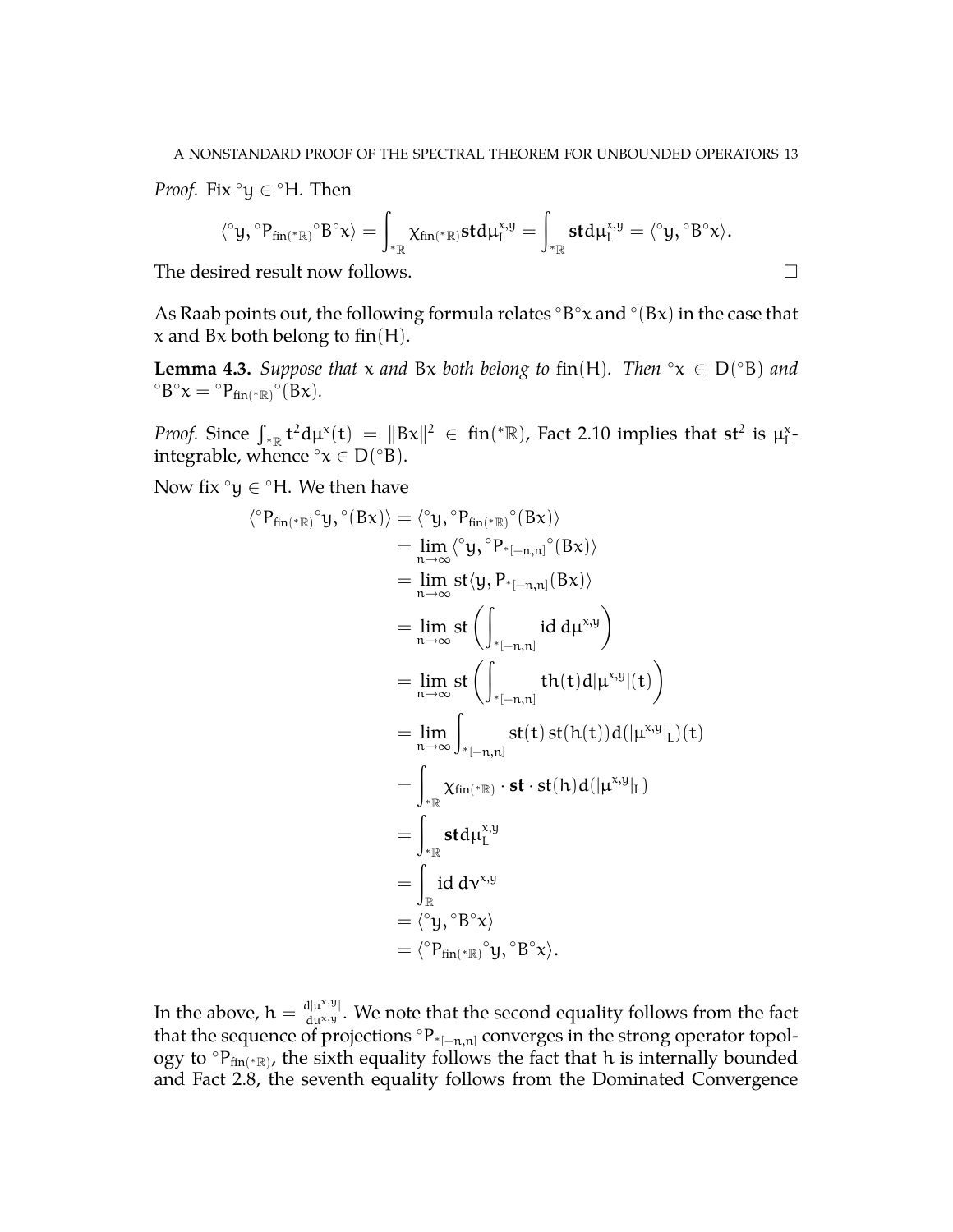*Proof.* Fix ${}^\circ y \in {}^\circ H$. Then

$$\langle {}^\circ y, {}^\circ P_{\mathrm{fin}({}^*\mathbb{R})} {}^\circ B {}^\circ x \rangle = \int_{{}^*\mathbb{R}} \chi_{\mathrm{fin}({}^*\mathbb{R})} \mathbf{st} d\mu_L^{x,y} = \int_{{}^*\mathbb{R}} \mathbf{st} d\mu_L^{x,y} = \langle {}^\circ y, {}^\circ B {}^\circ x \rangle.$$

The desired result now follows. $\square$

As Raab points out, the following formula relates ${}^\circ B {}^\circ x$ and ${}^\circ(Bx)$ in the case that $x$ and $Bx$ both belong to $\mathrm{fin}(H)$.

**Lemma 4.3.** *Suppose that* $x$ *and* $Bx$ *both belong to* $\mathrm{fin}(H)$. *Then* ${}^\circ x \in D({}^\circ B)$ *and* ${}^\circ B {}^\circ x = {}^\circ P_{\mathrm{fin}({}^*\mathbb{R})} {}^\circ(Bx)$.

*Proof.* Since $\int_{{}^*\mathbb{R}} t^2 d\mu^x(t) = \|Bx\|^2 \in \mathrm{fin}({}^*\mathbb{R})$, Fact 2.10 implies that $\mathbf{st}^2$ is $\mu_L^x$-integrable, whence ${}^\circ x \in D({}^\circ B)$.

Now fix ${}^\circ y \in {}^\circ H$. We then have

$$\begin{aligned}
\langle {}^\circ P_{\mathrm{fin}({}^*\mathbb{R})} {}^\circ y, {}^\circ(Bx) \rangle &= \langle {}^\circ y, {}^\circ P_{\mathrm{fin}({}^*\mathbb{R})} {}^\circ(Bx) \rangle \\
&= \lim_{n\to\infty} \langle {}^\circ y, {}^\circ P_{{}^*[-n,n]} {}^\circ(Bx) \rangle \\
&= \lim_{n\to\infty} \mathrm{st} \langle y, P_{{}^*[-n,n]}(Bx) \rangle \\
&= \lim_{n\to\infty} \mathrm{st} \left( \int_{{}^*[-n,n]} \mathrm{id}\, d\mu^{x,y} \right) \\
&= \lim_{n\to\infty} \mathrm{st} \left( \int_{{}^*[-n,n]} t h(t) d|\mu^{x,y}|(t) \right) \\
&= \lim_{n\to\infty} \int_{{}^*[-n,n]} \mathrm{st}(t)\, \mathrm{st}(h(t)) d(|\mu^{x,y}|_L)(t) \\
&= \int_{{}^*\mathbb{R}} \chi_{\mathrm{fin}({}^*\mathbb{R})} \cdot \mathbf{st} \cdot \mathrm{st}(h) d(|\mu^{x,y}|_L) \\
&= \int_{{}^*\mathbb{R}} \mathbf{st} d\mu_L^{x,y} \\
&= \int_{\mathbb{R}} \mathrm{id}\, d\nu^{x,y} \\
&= \langle {}^\circ y, {}^\circ B {}^\circ x \rangle \\
&= \langle {}^\circ P_{\mathrm{fin}({}^*\mathbb{R})} {}^\circ y, {}^\circ B {}^\circ x \rangle.
\end{aligned}$$

In the above, $h = \frac{d|\mu^{x,y}|}{d\mu^{x,y}}$. We note that the second equality follows from the fact that the sequence of projections ${}^\circ P_{{}^*[-n,n]}$ converges in the strong operator topology to ${}^\circ P_{\mathrm{fin}({}^*\mathbb{R})}$, the sixth equality follows the fact that $h$ is internally bounded and Fact 2.8, the seventh equality follows from the Dominated Convergence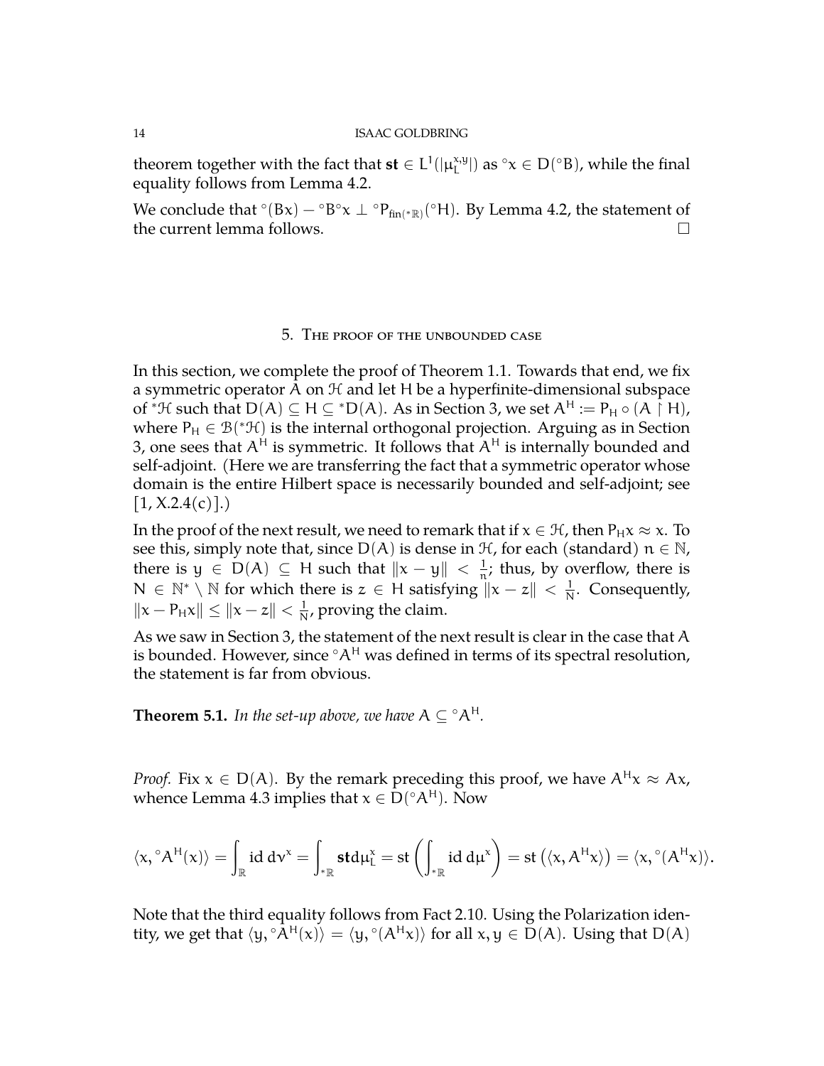theorem together with the fact that $\mathbf{st} \in L^1(|\mu_L^{x,y}|)$ as ${}^\circ x \in D({}^\circ B)$, while the final equality follows from Lemma 4.2.

We conclude that ${}^\circ(Bx) - {}^\circ B {}^\circ x \perp {}^\circ P_{\text{fin}({}^*\mathbb{R})}({}^\circ H)$. By Lemma 4.2, the statement of the current lemma follows. $\square$

## 5. The proof of the unbounded case

In this section, we complete the proof of Theorem 1.1. Towards that end, we fix a symmetric operator $A$ on $\mathcal{H}$ and let $H$ be a hyperfinite-dimensional subspace of ${}^*\mathcal{H}$ such that $D(A) \subseteq H \subseteq {}^*D(A)$. As in Section 3, we set $A^H := P_H \circ (A \upharpoonright H)$, where $P_H \in \mathcal{B}({}^*\mathcal{H})$ is the internal orthogonal projection. Arguing as in Section 3, one sees that $A^H$ is symmetric. It follows that $A^H$ is internally bounded and self-adjoint. (Here we are transferring the fact that a symmetric operator whose domain is the entire Hilbert space is necessarily bounded and self-adjoint; see [1, X.2.4(c)].)

In the proof of the next result, we need to remark that if $x \in \mathcal{H}$, then $P_H x \approx x$. To see this, simply note that, since $D(A)$ is dense in $\mathcal{H}$, for each (standard) $n \in \mathbb{N}$, there is $y \in D(A) \subseteq H$ such that $\|x - y\| < \frac{1}{n}$; thus, by overflow, there is $N \in \mathbb{N}^* \setminus \mathbb{N}$ for which there is $z \in H$ satisfying $\|x - z\| < \frac{1}{N}$. Consequently, $\|x - P_H x\| \leq \|x - z\| < \frac{1}{N}$, proving the claim.

As we saw in Section 3, the statement of the next result is clear in the case that $A$ is bounded. However, since ${}^\circ A^H$ was defined in terms of its spectral resolution, the statement is far from obvious.

**Theorem 5.1.** *In the set-up above, we have $A \subseteq {}^\circ A^H$.*

*Proof.* Fix $x \in D(A)$. By the remark preceding this proof, we have $A^H x \approx Ax$, whence Lemma 4.3 implies that $x \in D({}^\circ A^H)$. Now

$$\langle x, {}^\circ A^H(x)\rangle = \int_{\mathbb{R}} \text{id } d\nu^x = \int_{{}^*\mathbb{R}} \mathbf{st} d\mu_L^x = \text{st}\left(\int_{{}^*\mathbb{R}} \text{id } d\mu^x\right) = \text{st}\left(\langle x, A^H x\rangle\right) = \langle x, {}^\circ(A^H x)\rangle.$$

Note that the third equality follows from Fact 2.10. Using the Polarization identity, we get that $\langle y, {}^\circ A^H(x)\rangle = \langle y, {}^\circ(A^H x)\rangle$ for all $x, y \in D(A)$. Using that $D(A)$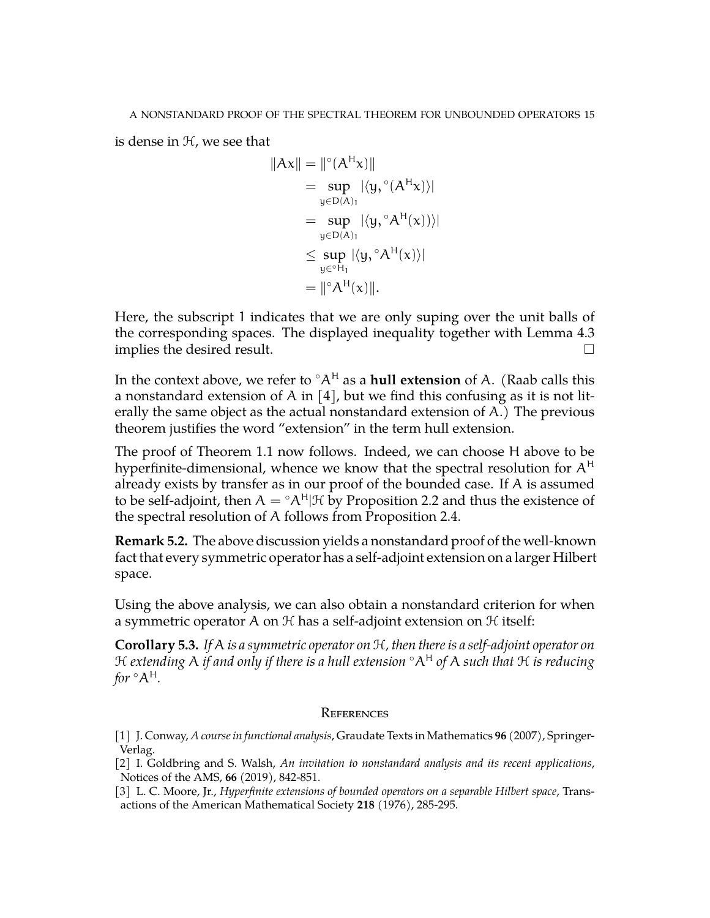is dense in $\mathcal{H}$, we see that

$$
\begin{aligned}
\|Ax\| &= \|{}^\circ(A^H x)\| \\
&= \sup_{y \in D(A)_1} |\langle y, {}^\circ(A^H x)\rangle| \\
&= \sup_{y \in D(A)_1} |\langle y, {}^\circ A^H(x))\rangle| \\
&\leq \sup_{y \in {}^\circ H_1} |\langle y, {}^\circ A^H(x)\rangle| \\
&= \|{}^\circ A^H(x)\|.
\end{aligned}
$$

Here, the subscript 1 indicates that we are only suping over the unit balls of the corresponding spaces. The displayed inequality together with Lemma 4.3 implies the desired result. □

In the context above, we refer to ${}^\circ A^H$ as a **hull extension** of $A$. (Raab calls this a nonstandard extension of $A$ in [4], but we find this confusing as it is not literally the same object as the actual nonstandard extension of $A$.) The previous theorem justifies the word "extension" in the term hull extension.

The proof of Theorem 1.1 now follows. Indeed, we can choose $H$ above to be hyperfinite-dimensional, whence we know that the spectral resolution for $A^H$ already exists by transfer as in our proof of the bounded case. If $A$ is assumed to be self-adjoint, then $A = {}^\circ A^H | \mathcal{H}$ by Proposition 2.2 and thus the existence of the spectral resolution of $A$ follows from Proposition 2.4.

**Remark 5.2.** The above discussion yields a nonstandard proof of the well-known fact that every symmetric operator has a self-adjoint extension on a larger Hilbert space.

Using the above analysis, we can also obtain a nonstandard criterion for when a symmetric operator $A$ on $\mathcal{H}$ has a self-adjoint extension on $\mathcal{H}$ itself:

**Corollary 5.3.** *If $A$ is a symmetric operator on $\mathcal{H}$, then there is a self-adjoint operator on $\mathcal{H}$ extending $A$ if and only if there is a hull extension ${}^\circ A^H$ of $A$ such that $\mathcal{H}$ is reducing for ${}^\circ A^H$.*

## References

[1] J. Conway, *A course in functional analysis*, Graudate Texts in Mathematics **96** (2007), Springer-Verlag.

[2] I. Goldbring and S. Walsh, *An invitation to nonstandard analysis and its recent applications*, Notices of the AMS, **66** (2019), 842-851.

[3] L. C. Moore, Jr., *Hyperfinite extensions of bounded operators on a separable Hilbert space*, Transactions of the American Mathematical Society **218** (1976), 285-295.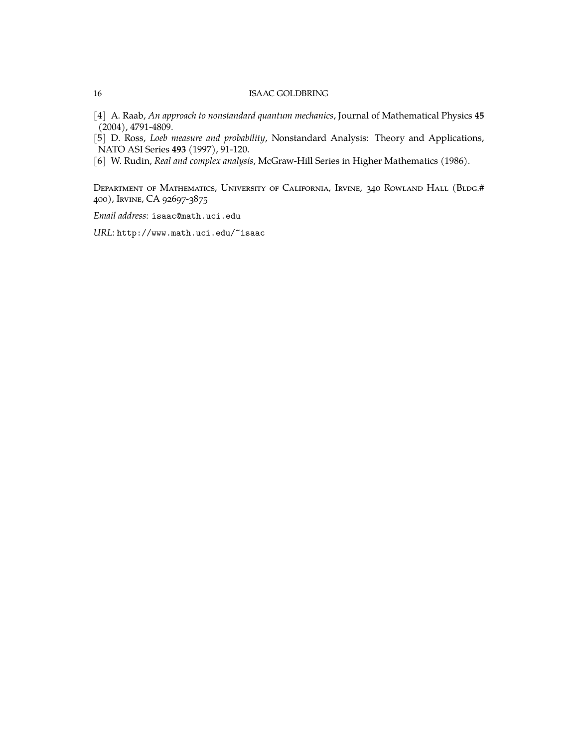[4] A. Raab, *An approach to nonstandard quantum mechanics*, Journal of Mathematical Physics **45** (2004), 4791-4809.

[5] D. Ross, *Loeb measure and probability*, Nonstandard Analysis: Theory and Applications, NATO ASI Series **493** (1997), 91-120.

[6] W. Rudin, *Real and complex analysis*, McGraw-Hill Series in Higher Mathematics (1986).

Department of Mathematics, University of California, Irvine, 340 Rowland Hall (Bldg.# 400), Irvine, CA 92697-3875

*Email address*: isaac@math.uci.edu

*URL*: http://www.math.uci.edu/~isaac